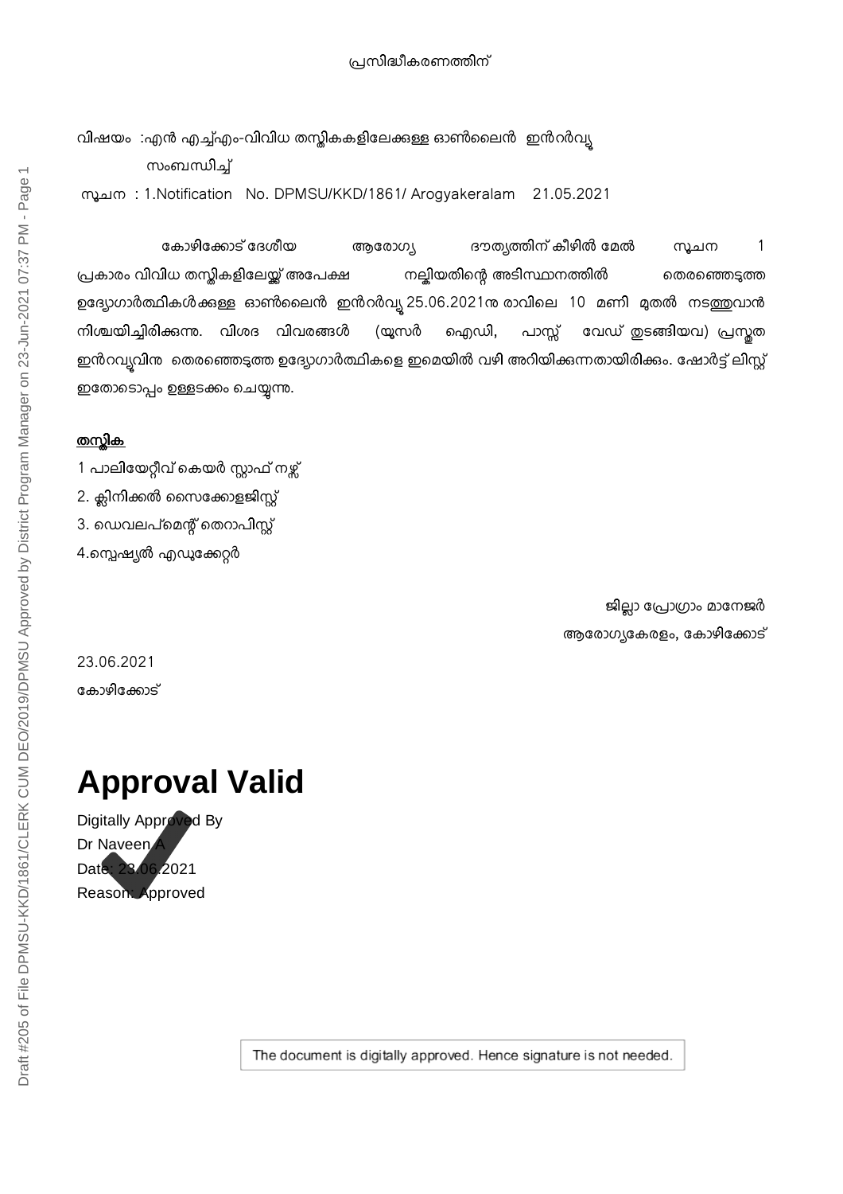പ്രസിദ്ധീകരണത്തിന്

വിഷയം :എൻ എച്ച്എം-വിവിധ തസ്തികകളിലേക്കുള്ള ഓൺലൈൻ ഇൻറർവ്യൂ സംബന്ധിച്ച്

സൂചന : 1.Notification No. DPMSU/KKD/1861/ Arogyakeralam 21.05.2021

കോഴിക്കോട് ദേശീയ ആരോഗ്യ ദൗത്യത്തിന് കീഴിൽ മേൽ സൂചന 1 പ്രകാരം വിവിധ തസ്തികളിലേയ്ക്ക് അപേക്ഷ നല്കിയതിന്റെ അടിസ്ഥാനത്തിൽ തെരഞ്ഞെടുത്ത ഉദ്യോഗാർത്ഥികൾക്കുള്ള ഓൺലൈൻ ഇൻറർവ്യൂ 25.06.2021ന രാവിലെ 10 മണി മുതൽ നടത്തുവാൻ നിശ്ചയിച്ചിരിക്കുന്നു. വിശദ വിവരങ്ങൾ (യൂസർ ഐഡി, പാസ്സ് വേഡ് തുടങ്ങിയവ) പ്രസ്തുത ഇൻറവ്യൂവിനു തെരഞ്ഞെടുത്ത ഉദ്യോഗാർത്ഥികളെ ഇമെയിൽ വഴി അറിയിക്കുന്നതായിരിക്കും. ഷോർട്ട് ലിസ്റ്റ് ഇതോടൊപ്പം ഉള്ളടക്കം ചെയ്യുന്നു.

**തസ്തിക**

1 പാലിയേറ്റീവ് കെയർ സ്റ്റാഫ് നഴ്സ്
2. ക്ലിനിക്കൽ സൈക്കോളജിസ്റ്റ്
3. ഡെവലപ്മെന്റ് തെറാപിസ്റ്റ്
4.സ്പെഷ്യൽ എഡ്യൂക്കേറ്റർ

ജില്ലാ പ്രോഗ്രാം മാനേജർ
ആരോഗ്യകേരളം, കോഴിക്കോട്

23.06.2021
കോഴിക്കോട്

# Approval Valid

Digitally Approved By
Dr Naveen A
Date: 23.06.2021
Reason: Approved

The document is digitally approved. Hence signature is not needed.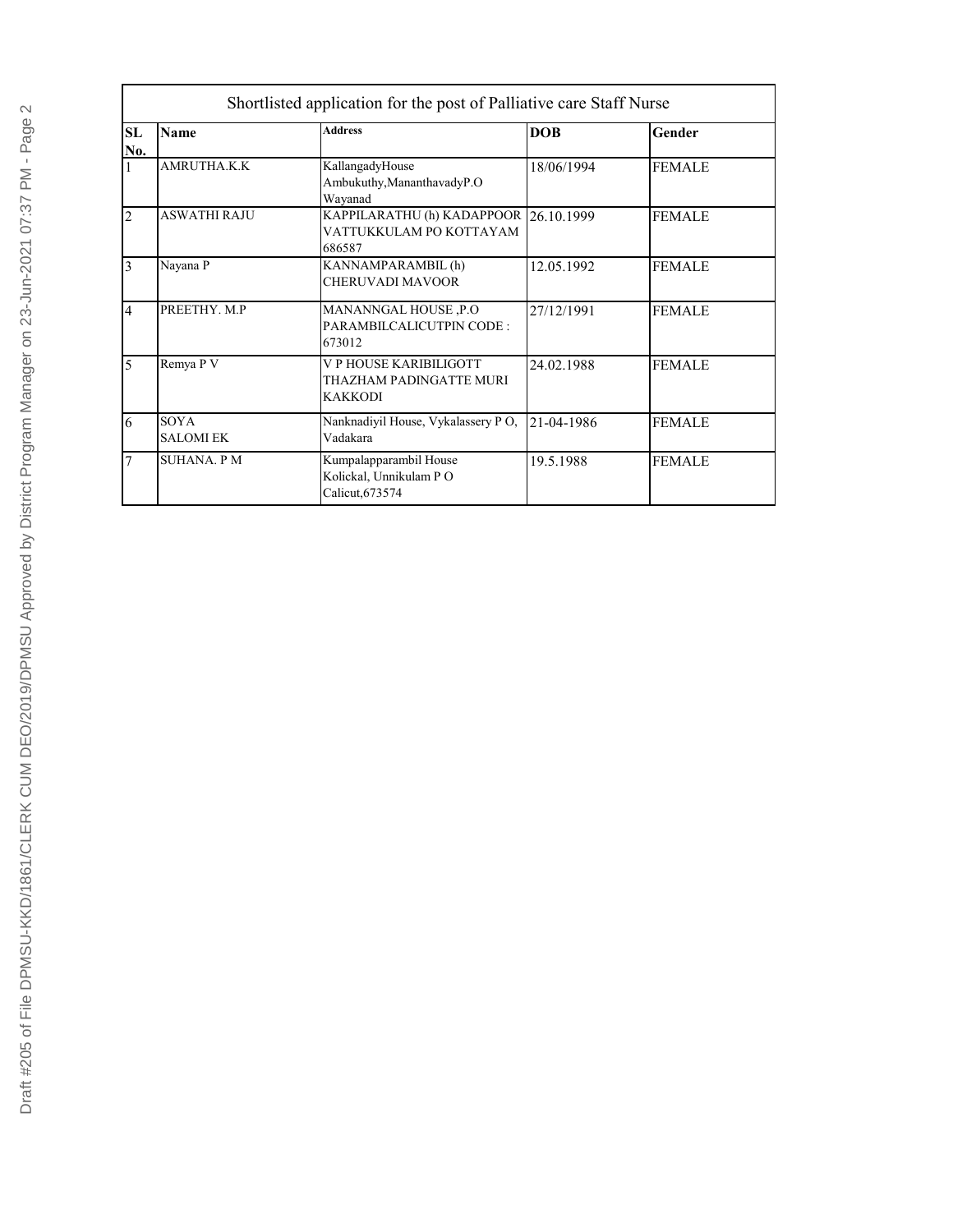| Shortlisted application for the post of Palliative care Staff Nurse | | | | |
|---|---|---|---|---|
| **SL No.** | **Name** | **Address** | **DOB** | **Gender** |
| 1 | AMRUTHA.K.K | KallangadyHouse Ambukuthy,ManathavadyP.O Wayanad | 18/06/1994 | FEMALE |
| 2 | ASWATHI RAJU | KAPPILARATHU (h) KADAPPOOR VATTUKKULAM PO KOTTAYAM 686587 | 26.10.1999 | FEMALE |
| 3 | Nayana P | KANNAMPARAMBIL (h) CHERUVADI MAVOOR | 12.05.1992 | FEMALE |
| 4 | PREETHY. M.P | MANANNGAL HOUSE ,P.O PARAMBILCALICUTPIN CODE : 673012 | 27/12/1991 | FEMALE |
| 5 | Remya P V | V P HOUSE KARIBILIGOTT THAZHAM PADINGATTE MURI KAKKODI | 24.02.1988 | FEMALE |
| 6 | SOYA SALOMI EK | Nanknadiyil House, Vykalassery P O, Vadakara | 21-04-1986 | FEMALE |
| 7 | SUHANA. P M | Kumpalapparambil House Kolickal, Unnikulam P O Calicut,673574 | 19.5.1988 | FEMALE |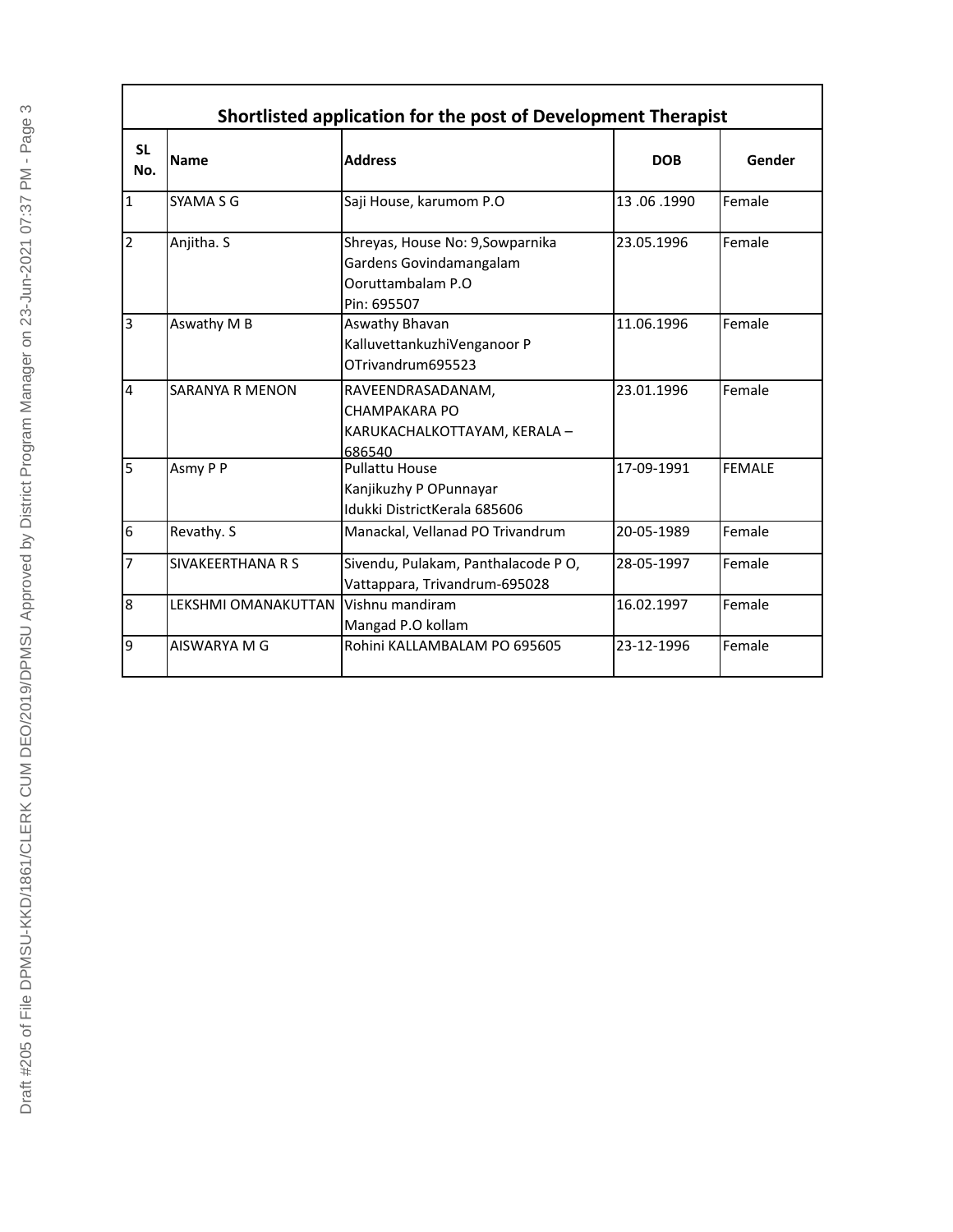| Shortlisted application for the post of Development Therapist | | | | |
|---|---|---|---|---|
| SL No. | Name | Address | DOB | Gender |
| 1 | SYAMA S G | Saji House, karumom P.O | 13 .06 .1990 | Female |
| 2 | Anjitha. S | Shreyas, House No: 9,Sowparnika Gardens Govindamangalam Ooruttambalam P.O Pin: 695507 | 23.05.1996 | Female |
| 3 | Aswathy M B | Aswathy Bhavan KalluvettankuzhiVenganoor P OTrivandrum695523 | 11.06.1996 | Female |
| 4 | SARANYA R MENON | RAVEENDRASADANAM, CHAMPAKARA PO KARUKACHALKOTTAYAM, KERALA – 686540 | 23.01.1996 | Female |
| 5 | Asmy P P | Pullattu House Kanjikuzhy P OPunnayar Idukki DistrictKerala 685606 | 17-09-1991 | FEMALE |
| 6 | Revathy. S | Manackal, Vellanad PO Trivandrum | 20-05-1989 | Female |
| 7 | SIVAKEERTHANA R S | Sivendu, Pulakam, Panthalacode P O, Vattappara, Trivandrum-695028 | 28-05-1997 | Female |
| 8 | LEKSHMI OMANAKUTTAN | Vishnu mandiram Mangad P.O kollam | 16.02.1997 | Female |
| 9 | AISWARYA M G | Rohini KALLAMBALAM PO 695605 | 23-12-1996 | Female |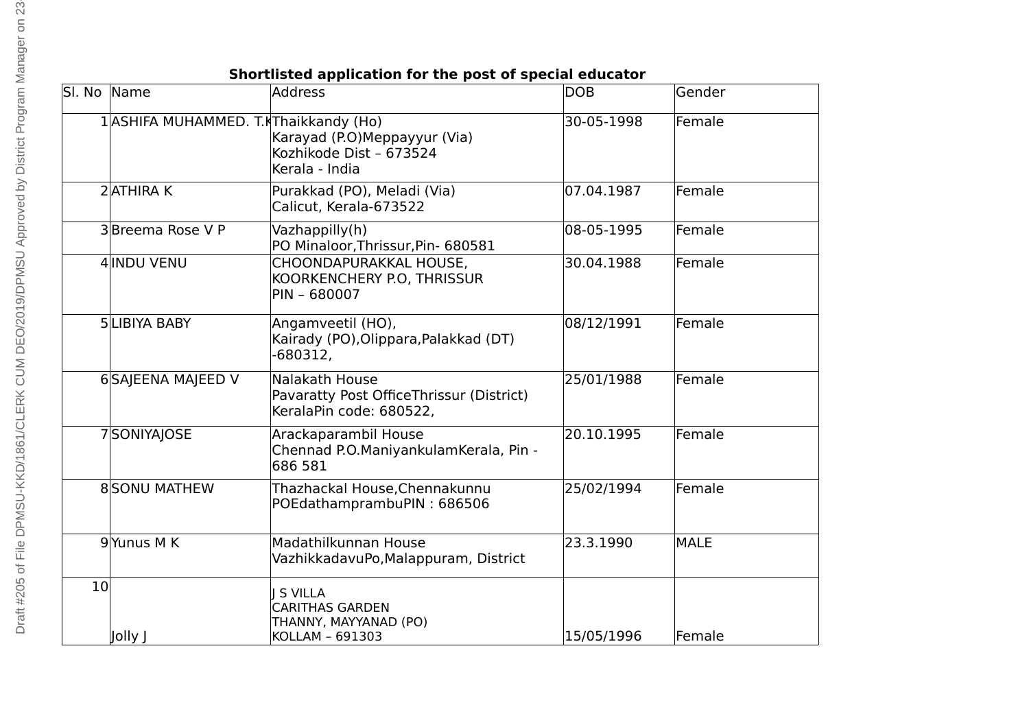**Shortlisted application for the post of special educator**

| Sl. No | Name | Address | DOB | Gender |
|---|---|---|---|---|
| 1 | ASHIFA MUHAMMED. T.K | Thaikkandy (Ho)<br>Karayad (P.O)Meppayyur (Via)<br>Kozhikode Dist – 673524<br>Kerala - India | 30-05-1998 | Female |
| 2 | ATHIRA K | Purakkad (PO), Meladi (Via)<br>Calicut, Kerala-673522 | 07.04.1987 | Female |
| 3 | Breema Rose V P | Vazhappilly(h)<br>PO Minaloor,Thrissur,Pin- 680581 | 08-05-1995 | Female |
| 4 | INDU VENU | CHOONDAPURAKKAL HOUSE,<br>KOORKENCHERY P.O, THRISSUR<br>PIN – 680007 | 30.04.1988 | Female |
| 5 | LIBIYA BABY | Angamveetil (HO),<br>Kairady (PO),Olippara,Palakkad (DT)<br>-680312, | 08/12/1991 | Female |
| 6 | SAJEENA MAJEED V | Nalakath House<br>Pavaratty Post OfficeThrissur (District)<br>KeralaPin code: 680522, | 25/01/1988 | Female |
| 7 | SONIYAJOSE | Arackaparambil House<br>Chennad P.O.ManiyankulamKerala, Pin -<br>686 581 | 20.10.1995 | Female |
| 8 | SONU MATHEW | Thazhackal House,Chennakunnu<br>POEdathamprambuPIN : 686506 | 25/02/1994 | Female |
| 9 | Yunus M K | Madathilkunnan House<br>VazhikkadavuPo,Malappuram, District | 23.3.1990 | MALE |
| 10 | Jolly J | J S VILLA<br>CARITHAS GARDEN<br>THANNY, MAYYANAD (PO)<br>KOLLAM – 691303 | 15/05/1996 | Female |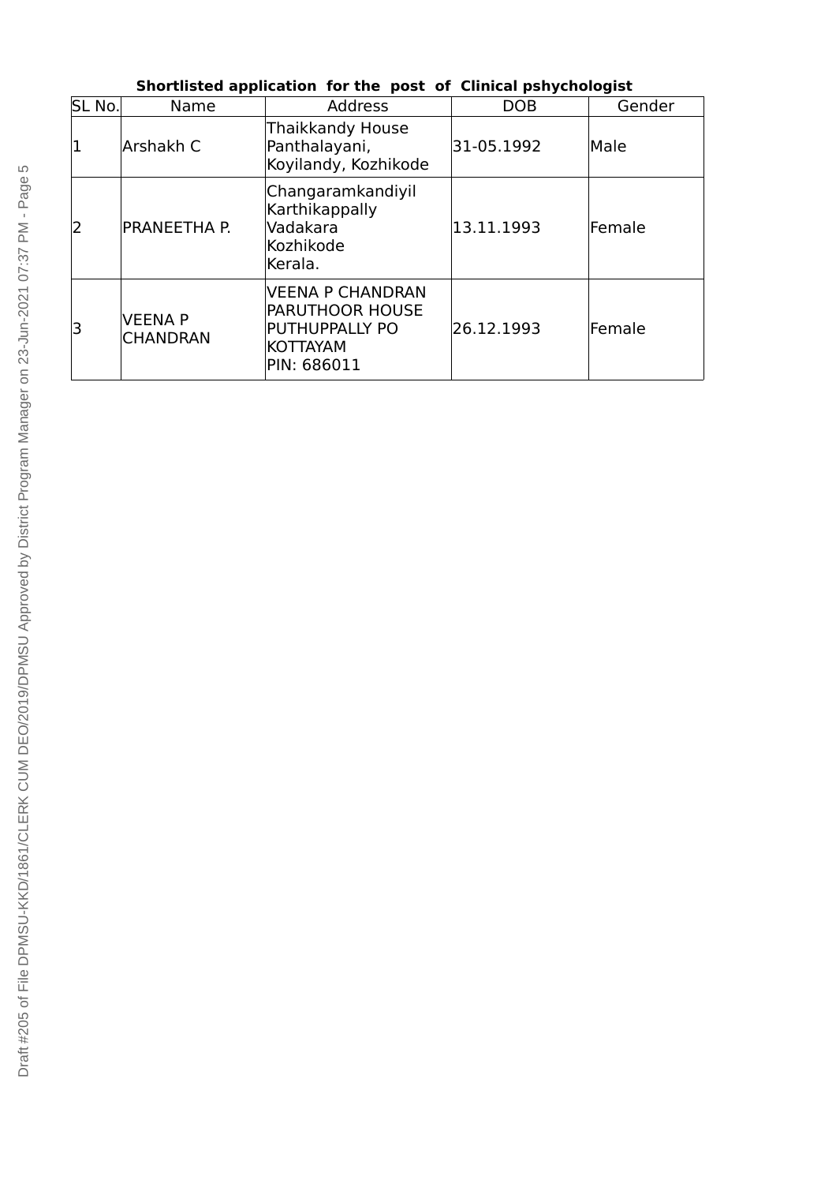**Shortlisted application for the post of Clinical pshychologist**

| SL No. | Name | Address | DOB | Gender |
|---|---|---|---|---|
| 1 | Arshakh C | Thaikkandy House Panthalayani, Koyilandy, Kozhikode | 31-05.1992 | Male |
| 2 | PRANEETHA P. | Changaramkandiyil Karthikappally Vadakara Kozhikode Kerala. | 13.11.1993 | Female |
| 3 | VEENA P CHANDRAN | VEENA P CHANDRAN PARUTHOOR HOUSE PUTHUPPALLY PO KOTTAYAM PIN: 686011 | 26.12.1993 | Female |